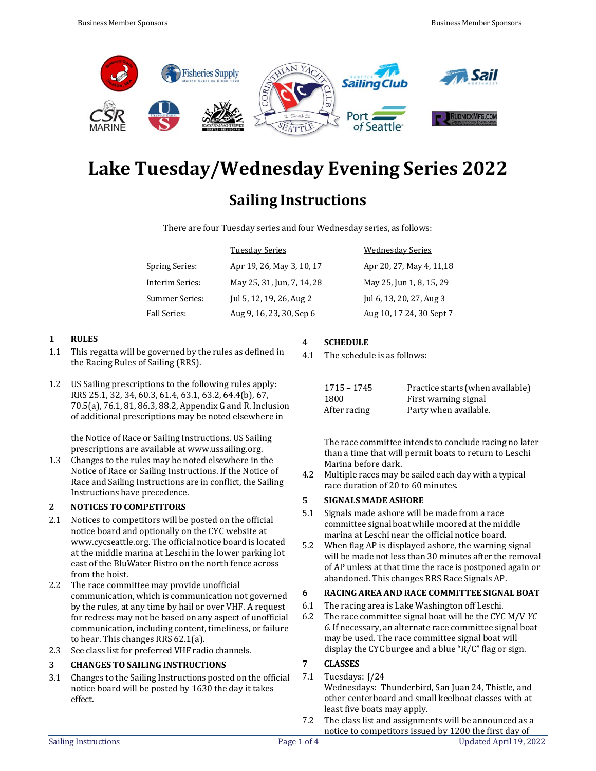# Lake Tuesday/Wednesday Evening Series 2022

## Sailing Instructions

There are four Tuesday series and four Wednesday series, as follows:

| | Tuesday Series | Wednesday Series |
|---|---|---|
| Spring Series: | Apr 19, 26, May 3, 10, 17 | Apr 20, 27, May 4, 11,18 |
| Interim Series: | May 25, 31, Jun, 7, 14, 28 | May 25, Jun 1, 8, 15, 29 |
| Summer Series: | Jul 5, 12, 19, 26, Aug 2 | Jul 6, 13, 20, 27, Aug 3 |
| Fall Series: | Aug 9, 16, 23, 30, Sep 6 | Aug 10, 17 24, 30 Sept 7 |

**1 RULES**

1.1 This regatta will be governed by the rules as defined in the Racing Rules of Sailing (RRS).

1.2 US Sailing prescriptions to the following rules apply: RRS 25.1, 32, 34, 60.3, 61.4, 63.1, 63.2, 64.4(b), 67, 70.5(a), 76.1, 81, 86.3, 88.2, Appendix G and R. Inclusion of additional prescriptions may be noted elsewhere in the Notice of Race or Sailing Instructions. US Sailing prescriptions are available at www.ussailing.org.

1.3 Changes to the rules may be noted elsewhere in the Notice of Race or Sailing Instructions. If the Notice of Race and Sailing Instructions are in conflict, the Sailing Instructions have precedence.

**2 NOTICES TO COMPETITORS**

2.1 Notices to competitors will be posted on the official notice board and optionally on the CYC website at www.cycseattle.org. The official notice board is located at the middle marina at Leschi in the lower parking lot east of the BluWater Bistro on the north fence across from the hoist.

2.2 The race committee may provide unofficial communication, which is communication not governed by the rules, at any time by hail or over VHF. A request for redress may not be based on any aspect of unofficial communication, including content, timeliness, or failure to hear. This changes RRS 62.1(a).

2.3 See class list for preferred VHF radio channels.

**3 CHANGES TO SAILING INSTRUCTIONS**

3.1 Changes to the Sailing Instructions posted on the official notice board will be posted by 1630 the day it takes effect.

**4 SCHEDULE**

4.1 The schedule is as follows:

| | |
|---|---|
| 1715 – 1745 | Practice starts (when available) |
| 1800 | First warning signal |
| After racing | Party when available. |

The race committee intends to conclude racing no later than a time that will permit boats to return to Leschi Marina before dark.

4.2 Multiple races may be sailed each day with a typical race duration of 20 to 60 minutes.

**5 SIGNALS MADE ASHORE**

5.1 Signals made ashore will be made from a race committee signal boat while moored at the middle marina at Leschi near the official notice board.

5.2 When flag AP is displayed ashore, the warning signal will be made not less than 30 minutes after the removal of AP unless at that time the race is postponed again or abandoned. This changes RRS Race Signals AP.

**6 RACING AREA AND RACE COMMITTEE SIGNAL BOAT**

6.1 The racing area is Lake Washington off Leschi.

6.2 The race committee signal boat will be the CYC M/V *YC 6*. If necessary, an alternate race committee signal boat may be used. The race committee signal boat will display the CYC burgee and a blue "R/C" flag or sign.

**7 CLASSES**

7.1 Tuesdays: J/24
Wednesdays: Thunderbird, San Juan 24, Thistle, and other centerboard and small keelboat classes with at least five boats may apply.

7.2 The class list and assignments will be announced as a notice to competitors issued by 1200 the first day of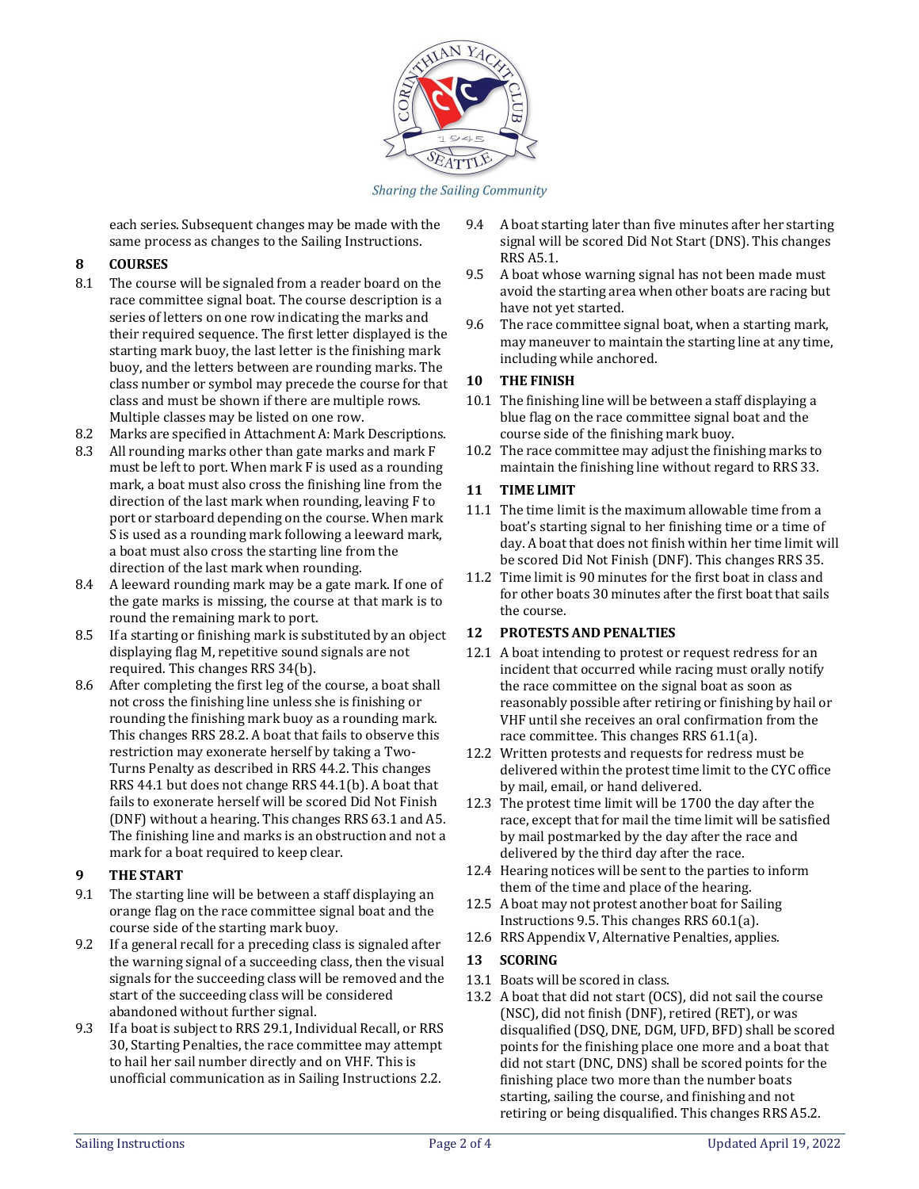each series. Subsequent changes may be made with the same process as changes to the Sailing Instructions.

## 8 COURSES

8.1 The course will be signaled from a reader board on the race committee signal boat. The course description is a series of letters on one row indicating the marks and their required sequence. The first letter displayed is the starting mark buoy, the last letter is the finishing mark buoy, and the letters between are rounding marks. The class number or symbol may precede the course for that class and must be shown if there are multiple rows. Multiple classes may be listed on one row.

8.2 Marks are specified in Attachment A: Mark Descriptions.

8.3 All rounding marks other than gate marks and mark F must be left to port. When mark F is used as a rounding mark, a boat must also cross the finishing line from the direction of the last mark when rounding, leaving F to port or starboard depending on the course. When mark S is used as a rounding mark following a leeward mark, a boat must also cross the starting line from the direction of the last mark when rounding.

8.4 A leeward rounding mark may be a gate mark. If one of the gate marks is missing, the course at that mark is to round the remaining mark to port.

8.5 If a starting or finishing mark is substituted by an object displaying flag M, repetitive sound signals are not required. This changes RRS 34(b).

8.6 After completing the first leg of the course, a boat shall not cross the finishing line unless she is finishing or rounding the finishing mark buoy as a rounding mark. This changes RRS 28.2. A boat that fails to observe this restriction may exonerate herself by taking a Two-Turns Penalty as described in RRS 44.2. This changes RRS 44.1 but does not change RRS 44.1(b). A boat that fails to exonerate herself will be scored Did Not Finish (DNF) without a hearing. This changes RRS 63.1 and A5. The finishing line and marks is an obstruction and not a mark for a boat required to keep clear.

## 9 THE START

9.1 The starting line will be between a staff displaying an orange flag on the race committee signal boat and the course side of the starting mark buoy.

9.2 If a general recall for a preceding class is signaled after the warning signal of a succeeding class, then the visual signals for the succeeding class will be removed and the start of the succeeding class will be considered abandoned without further signal.

9.3 If a boat is subject to RRS 29.1, Individual Recall, or RRS 30, Starting Penalties, the race committee may attempt to hail her sail number directly and on VHF. This is unofficial communication as in Sailing Instructions 2.2.

9.4 A boat starting later than five minutes after her starting signal will be scored Did Not Start (DNS). This changes RRS A5.1.

9.5 A boat whose warning signal has not been made must avoid the starting area when other boats are racing but have not yet started.

9.6 The race committee signal boat, when a starting mark, may maneuver to maintain the starting line at any time, including while anchored.

## 10 THE FINISH

10.1 The finishing line will be between a staff displaying a blue flag on the race committee signal boat and the course side of the finishing mark buoy.

10.2 The race committee may adjust the finishing marks to maintain the finishing line without regard to RRS 33.

## 11 TIME LIMIT

11.1 The time limit is the maximum allowable time from a boat's starting signal to her finishing time or a time of day. A boat that does not finish within her time limit will be scored Did Not Finish (DNF). This changes RRS 35.

11.2 Time limit is 90 minutes for the first boat in class and for other boats 30 minutes after the first boat that sails the course.

## 12 PROTESTS AND PENALTIES

12.1 A boat intending to protest or request redress for an incident that occurred while racing must orally notify the race committee on the signal boat as soon as reasonably possible after retiring or finishing by hail or VHF until she receives an oral confirmation from the race committee. This changes RRS 61.1(a).

12.2 Written protests and requests for redress must be delivered within the protest time limit to the CYC office by mail, email, or hand delivered.

12.3 The protest time limit will be 1700 the day after the race, except that for mail the time limit will be satisfied by mail postmarked by the day after the race and delivered by the third day after the race.

12.4 Hearing notices will be sent to the parties to inform them of the time and place of the hearing.

12.5 A boat may not protest another boat for Sailing Instructions 9.5. This changes RRS 60.1(a).

12.6 RRS Appendix V, Alternative Penalties, applies.

## 13 SCORING

13.1 Boats will be scored in class.

13.2 A boat that did not start (OCS), did not sail the course (NSC), did not finish (DNF), retired (RET), or was disqualified (DSQ, DNE, DGM, UFD, BFD) shall be scored points for the finishing place one more and a boat that did not start (DNC, DNS) shall be scored points for the finishing place two more than the number boats starting, sailing the course, and finishing and not retiring or being disqualified. This changes RRS A5.2.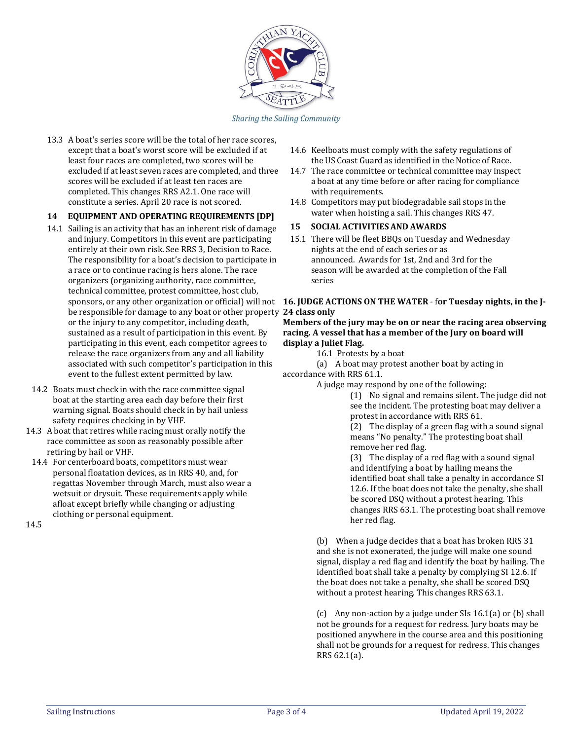13.3 A boat's series score will be the total of her race scores, except that a boat's worst score will be excluded if at least four races are completed, two scores will be excluded if at least seven races are completed, and three scores will be excluded if at least ten races are completed. This changes RRS A2.1. One race will constitute a series. April 20 race is not scored.

## 14 EQUIPMENT AND OPERATING REQUIREMENTS [DP]

14.1 Sailing is an activity that has an inherent risk of damage and injury. Competitors in this event are participating entirely at their own risk. See RRS 3, Decision to Race. The responsibility for a boat's decision to participate in a race or to continue racing is hers alone. The race organizers (organizing authority, race committee, technical committee, protest committee, host club, sponsors, or any other organization or official) will not be responsible for damage to any boat or other property or the injury to any competitor, including death, sustained as a result of participation in this event. By participating in this event, each competitor agrees to release the race organizers from any and all liability associated with such competitor's participation in this event to the fullest extent permitted by law.

14.2 Boats must check in with the race committee signal boat at the starting area each day before their first warning signal. Boats should check in by hail unless safety requires checking in by VHF.

14.3 A boat that retires while racing must orally notify the race committee as soon as reasonably possible after retiring by hail or VHF.

14.4 For centerboard boats, competitors must wear personal floatation devices, as in RRS 40, and, for regattas November through March, must also wear a wetsuit or drysuit. These requirements apply while afloat except briefly while changing or adjusting clothing or personal equipment.

14.5

14.6 Keelboats must comply with the safety regulations of the US Coast Guard as identified in the Notice of Race.

14.7 The race committee or technical committee may inspect a boat at any time before or after racing for compliance with requirements.

14.8 Competitors may put biodegradable sail stops in the water when hoisting a sail. This changes RRS 47.

## 15 SOCIAL ACTIVITIES AND AWARDS

15.1 There will be fleet BBQs on Tuesday and Wednesday nights at the end of each series or as announced. Awards for 1st, 2nd and 3rd for the season will be awarded at the completion of the Fall series

## 16. JUDGE ACTIONS ON THE WATER - for Tuesday nights, in the J-24 class only

**Members of the jury may be on or near the racing area observing racing. A vessel that has a member of the Jury on board will display a Juliet Flag.**

16.1 Protests by a boat

(a) A boat may protest another boat by acting in accordance with RRS 61.1.

A judge may respond by one of the following:

(1) No signal and remains silent. The judge did not see the incident. The protesting boat may deliver a protest in accordance with RRS 61.

(2) The display of a green flag with a sound signal means "No penalty." The protesting boat shall remove her red flag.

(3) The display of a red flag with a sound signal and identifying a boat by hailing means the identified boat shall take a penalty in accordance SI 12.6. If the boat does not take the penalty, she shall be scored DSQ without a protest hearing. This changes RRS 63.1. The protesting boat shall remove her red flag.

(b) When a judge decides that a boat has broken RRS 31 and she is not exonerated, the judge will make one sound signal, display a red flag and identify the boat by hailing. The identified boat shall take a penalty by complying SI 12.6. If the boat does not take a penalty, she shall be scored DSQ without a protest hearing. This changes RRS 63.1.

(c) Any non-action by a judge under SIs 16.1(a) or (b) shall not be grounds for a request for redress. Jury boats may be positioned anywhere in the course area and this positioning shall not be grounds for a request for redress. This changes RRS 62.1(a).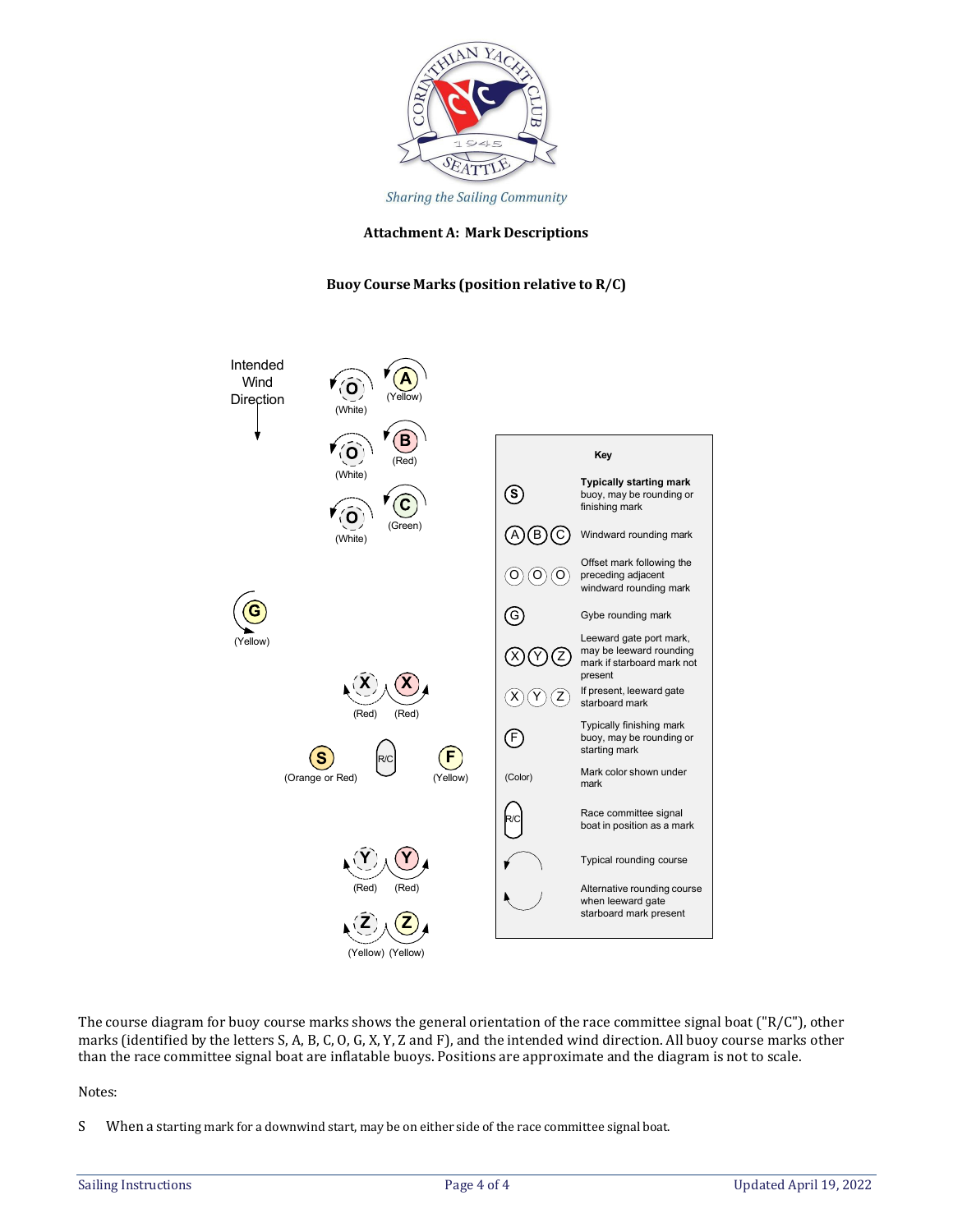Sharing the Sailing Community

**Attachment A: Mark Descriptions**

**Buoy Course Marks (position relative to R/C)**

Intended Wind Direction

O (White)
A (Yellow)
O (White)
B (Red)
O (White)
C (Green)
G (Yellow)
X (Red)
X (Red)
S (Orange or Red)
R/C
F (Yellow)
Y (Red)
Y (Red)
Z (Yellow)
Z (Yellow)

| Key | |
|---|---|
| S | **Typically starting mark** buoy, may be rounding or finishing mark |
| A B C | Windward rounding mark |
| O O O | Offset mark following the preceding adjacent windward rounding mark |
| G | Gybe rounding mark |
| X Y Z | Leeward gate port mark, may be leeward rounding mark if starboard mark not present |
| X Y Z | If present, leeward gate starboard mark |
| F | Typically finishing mark buoy, may be rounding or starting mark |
| (Color) | Mark color shown under mark |
| R/C | Race committee signal boat in position as a mark |
| | Typical rounding course |
| | Alternative rounding course when leeward gate starboard mark present |

The course diagram for buoy course marks shows the general orientation of the race committee signal boat ("R/C"), other marks (identified by the letters S, A, B, C, O, G, X, Y, Z and F), and the intended wind direction. All buoy course marks other than the race committee signal boat are inflatable buoys. Positions are approximate and the diagram is not to scale.

Notes:

S  When a starting mark for a downwind start, may be on either side of the race committee signal boat.